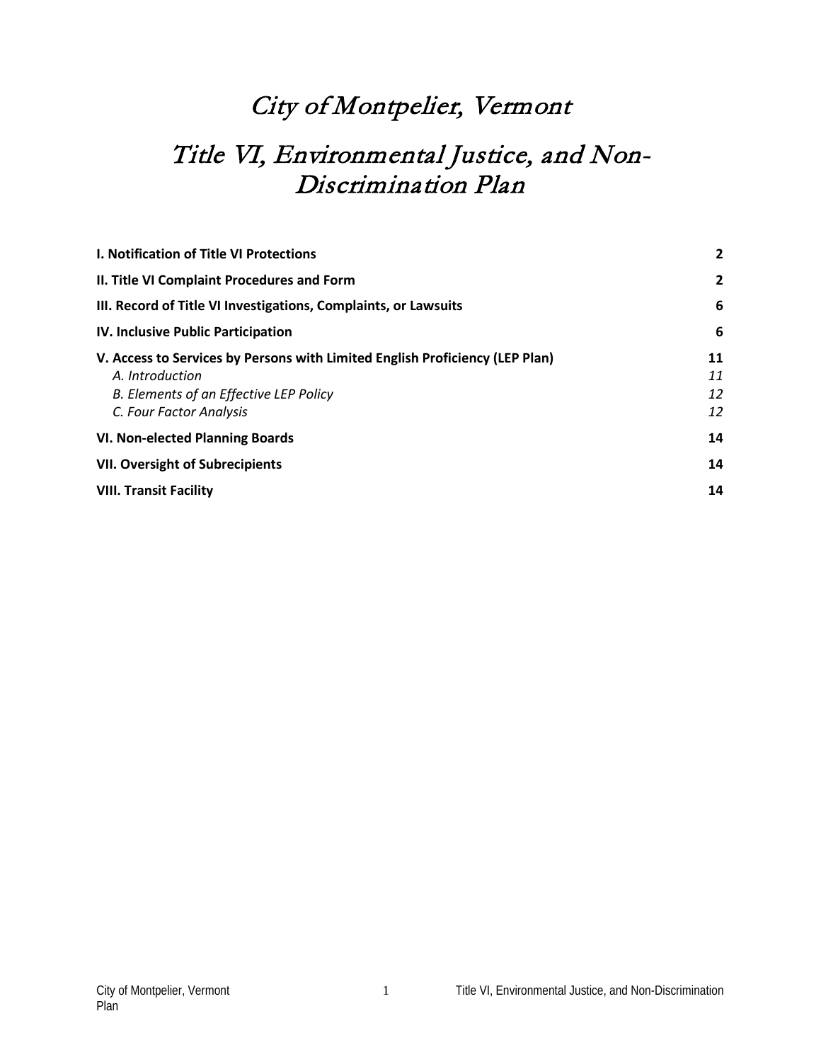# City of Montpelier, Vermont

# Title VI, Environmental Justice, and Non-Discrimination Plan

| | |
|---|---|
| **I. Notification of Title VI Protections** | **2** |
| **II. Title VI Complaint Procedures and Form** | **2** |
| **III. Record of Title VI Investigations, Complaints, or Lawsuits** | **6** |
| **IV. Inclusive Public Participation** | **6** |
| **V. Access to Services by Persons with Limited English Proficiency (LEP Plan)** | **11** |
| *A. Introduction* | *11* |
| *B. Elements of an Effective LEP Policy* | *12* |
| *C. Four Factor Analysis* | *12* |
| **VI. Non-elected Planning Boards** | **14** |
| **VII. Oversight of Subrecipients** | **14** |
| **VIII. Transit Facility** | **14** |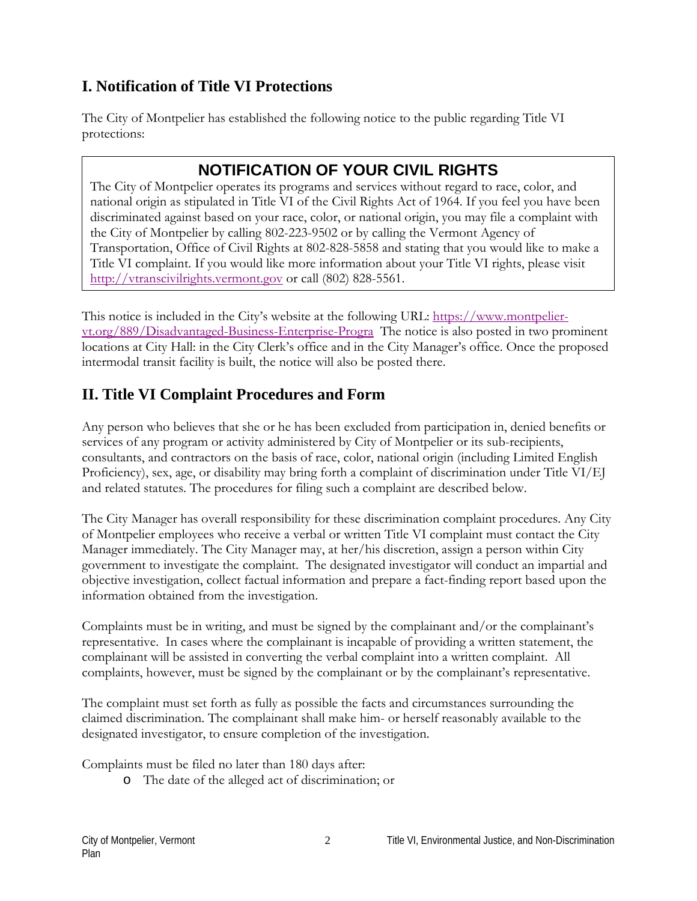## I. Notification of Title VI Protections

The City of Montpelier has established the following notice to the public regarding Title VI protections:

> **NOTIFICATION OF YOUR CIVIL RIGHTS**
>
> The City of Montpelier operates its programs and services without regard to race, color, and national origin as stipulated in Title VI of the Civil Rights Act of 1964. If you feel you have been discriminated against based on your race, color, or national origin, you may file a complaint with the City of Montpelier by calling 802-223-9502 or by calling the Vermont Agency of Transportation, Office of Civil Rights at 802-828-5858 and stating that you would like to make a Title VI complaint. If you would like more information about your Title VI rights, please visit [http://vtranscivilrights.vermont.gov](http://vtranscivilrights.vermont.gov) or call (802) 828-5561.

This notice is included in the City's website at the following URL: [https://www.montpelier-vt.org/889/Disadvantaged-Business-Enterprise-Progra](https://www.montpelier-vt.org/889/Disadvantaged-Business-Enterprise-Progra) The notice is also posted in two prominent locations at City Hall: in the City Clerk's office and in the City Manager's office. Once the proposed intermodal transit facility is built, the notice will also be posted there.

## II. Title VI Complaint Procedures and Form

Any person who believes that she or he has been excluded from participation in, denied benefits or services of any program or activity administered by City of Montpelier or its sub-recipients, consultants, and contractors on the basis of race, color, national origin (including Limited English Proficiency), sex, age, or disability may bring forth a complaint of discrimination under Title VI/EJ and related statutes. The procedures for filing such a complaint are described below.

The City Manager has overall responsibility for these discrimination complaint procedures. Any City of Montpelier employees who receive a verbal or written Title VI complaint must contact the City Manager immediately. The City Manager may, at her/his discretion, assign a person within City government to investigate the complaint. The designated investigator will conduct an impartial and objective investigation, collect factual information and prepare a fact-finding report based upon the information obtained from the investigation.

Complaints must be in writing, and must be signed by the complainant and/or the complainant's representative. In cases where the complainant is incapable of providing a written statement, the complainant will be assisted in converting the verbal complaint into a written complaint. All complaints, however, must be signed by the complainant or by the complainant's representative.

The complaint must set forth as fully as possible the facts and circumstances surrounding the claimed discrimination. The complainant shall make him- or herself reasonably available to the designated investigator, to ensure completion of the investigation.

Complaints must be filed no later than 180 days after:

- The date of the alleged act of discrimination; or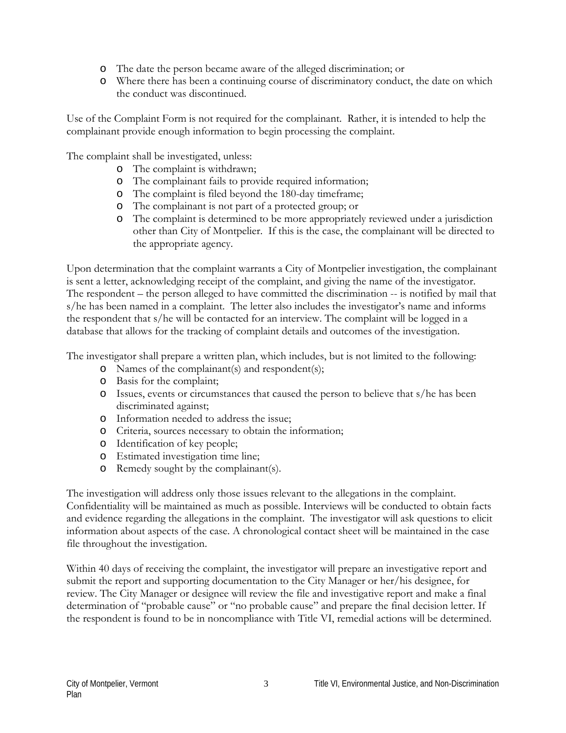- The date the person became aware of the alleged discrimination; or
- Where there has been a continuing course of discriminatory conduct, the date on which the conduct was discontinued.

Use of the Complaint Form is not required for the complainant. Rather, it is intended to help the complainant provide enough information to begin processing the complaint.

The complaint shall be investigated, unless:

- The complaint is withdrawn;
- The complainant fails to provide required information;
- The complaint is filed beyond the 180-day timeframe;
- The complainant is not part of a protected group; or
- The complaint is determined to be more appropriately reviewed under a jurisdiction other than City of Montpelier. If this is the case, the complainant will be directed to the appropriate agency.

Upon determination that the complaint warrants a City of Montpelier investigation, the complainant is sent a letter, acknowledging receipt of the complaint, and giving the name of the investigator. The respondent – the person alleged to have committed the discrimination -- is notified by mail that s/he has been named in a complaint. The letter also includes the investigator's name and informs the respondent that s/he will be contacted for an interview. The complaint will be logged in a database that allows for the tracking of complaint details and outcomes of the investigation.

The investigator shall prepare a written plan, which includes, but is not limited to the following:

- Names of the complainant(s) and respondent(s);
- Basis for the complaint;
- Issues, events or circumstances that caused the person to believe that s/he has been discriminated against;
- Information needed to address the issue;
- Criteria, sources necessary to obtain the information;
- Identification of key people;
- Estimated investigation time line;
- Remedy sought by the complainant(s).

The investigation will address only those issues relevant to the allegations in the complaint. Confidentiality will be maintained as much as possible. Interviews will be conducted to obtain facts and evidence regarding the allegations in the complaint. The investigator will ask questions to elicit information about aspects of the case. A chronological contact sheet will be maintained in the case file throughout the investigation.

Within 40 days of receiving the complaint, the investigator will prepare an investigative report and submit the report and supporting documentation to the City Manager or her/his designee, for review. The City Manager or designee will review the file and investigative report and make a final determination of "probable cause" or "no probable cause" and prepare the final decision letter. If the respondent is found to be in noncompliance with Title VI, remedial actions will be determined.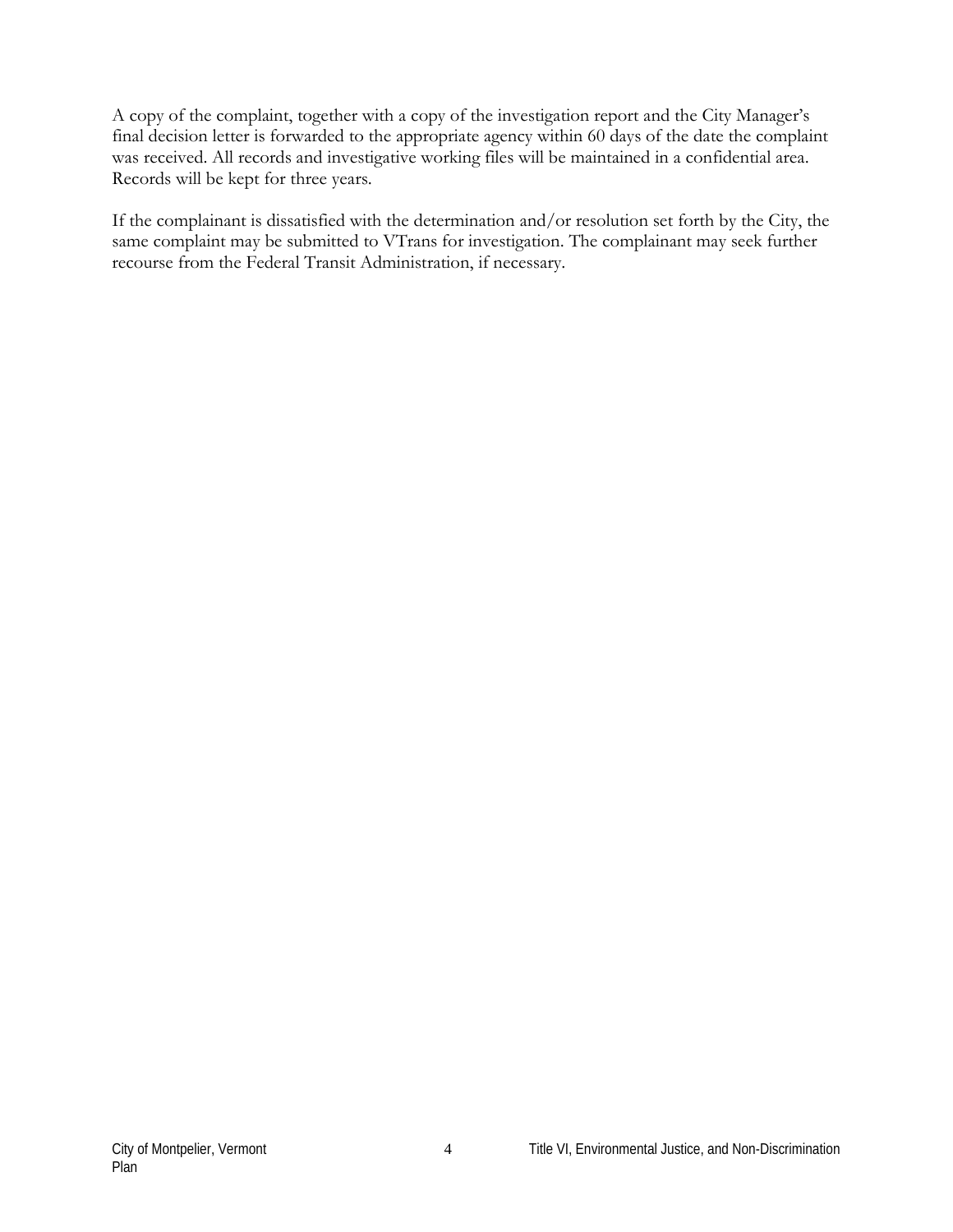A copy of the complaint, together with a copy of the investigation report and the City Manager's final decision letter is forwarded to the appropriate agency within 60 days of the date the complaint was received. All records and investigative working files will be maintained in a confidential area. Records will be kept for three years.

If the complainant is dissatisfied with the determination and/or resolution set forth by the City, the same complaint may be submitted to VTrans for investigation. The complainant may seek further recourse from the Federal Transit Administration, if necessary.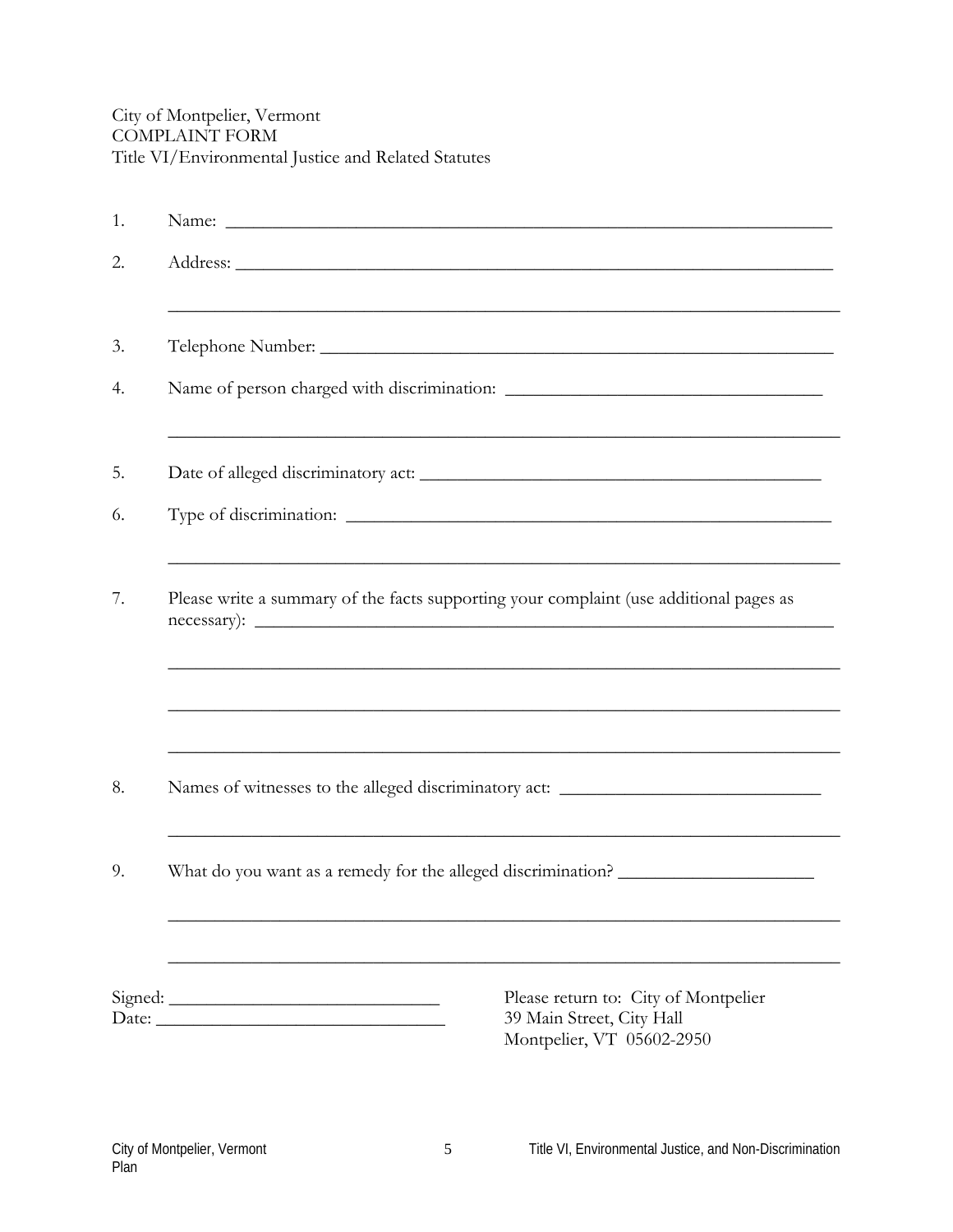City of Montpelier, Vermont
COMPLAINT FORM
Title VI/Environmental Justice and Related Statutes

1. Name: ________________________________________________________________

2. Address: ______________________________________________________________

   ________________________________________________________________________

3. Telephone Number: _____________________________________________________

4. Name of person charged with discrimination: ______________________________

   ________________________________________________________________________

5. Date of alleged discriminatory act: ______________________________________

6. Type of discrimination: _______________________________________________

   ________________________________________________________________________

7. Please write a summary of the facts supporting your complaint (use additional pages as necessary): ____________________________________________________________

   ________________________________________________________________________

   ________________________________________________________________________

   ________________________________________________________________________

8. Names of witnesses to the alleged discriminatory act: _________________________

   ________________________________________________________________________

9. What do you want as a remedy for the alleged discrimination? ___________________

   ________________________________________________________________________

   ________________________________________________________________________

Signed: ____________________________
Date: ______________________________

Please return to: City of Montpelier
39 Main Street, City Hall
Montpelier, VT 05602-2950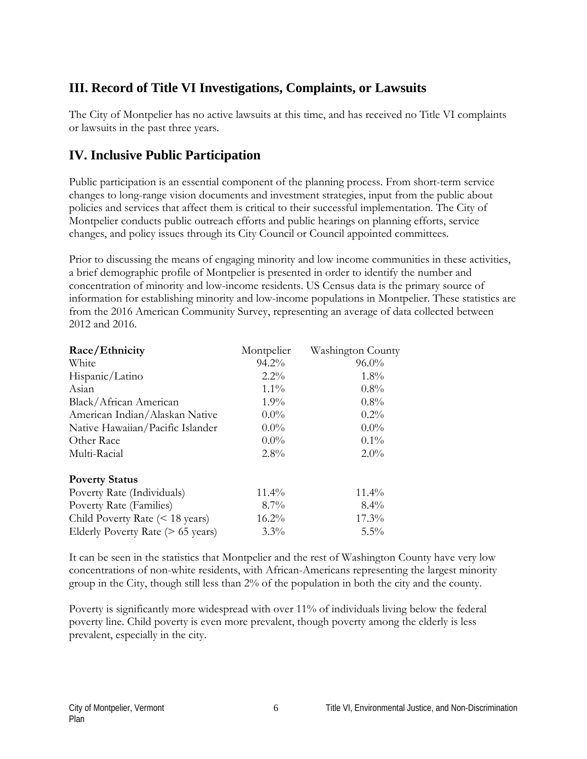## III. Record of Title VI Investigations, Complaints, or Lawsuits

The City of Montpelier has no active lawsuits at this time, and has received no Title VI complaints or lawsuits in the past three years.

## IV. Inclusive Public Participation

Public participation is an essential component of the planning process. From short-term service changes to long-range vision documents and investment strategies, input from the public about policies and services that affect them is critical to their successful implementation. The City of Montpelier conducts public outreach efforts and public hearings on planning efforts, service changes, and policy issues through its City Council or Council appointed committees.

Prior to discussing the means of engaging minority and low income communities in these activities, a brief demographic profile of Montpelier is presented in order to identify the number and concentration of minority and low-income residents. US Census data is the primary source of information for establishing minority and low-income populations in Montpelier. These statistics are from the 2016 American Community Survey, representing an average of data collected between 2012 and 2016.

| **Race/Ethnicity** | Montpelier | Washington County |
|---|---|---|
| White | 94.2% | 96.0% |
| Hispanic/Latino | 2.2% | 1.8% |
| Asian | 1.1% | 0.8% |
| Black/African American | 1.9% | 0.8% |
| American Indian/Alaskan Native | 0.0% | 0.2% |
| Native Hawaiian/Pacific Islander | 0.0% | 0.0% |
| Other Race | 0.0% | 0.1% |
| Multi-Racial | 2.8% | 2.0% |
| **Poverty Status** | | |
| Poverty Rate (Individuals) | 11.4% | 11.4% |
| Poverty Rate (Families) | 8.7% | 8.4% |
| Child Poverty Rate (< 18 years) | 16.2% | 17.3% |
| Elderly Poverty Rate (> 65 years) | 3.3% | 5.5% |

It can be seen in the statistics that Montpelier and the rest of Washington County have very low concentrations of non-white residents, with African-Americans representing the largest minority group in the City, though still less than 2% of the population in both the city and the county.

Poverty is significantly more widespread with over 11% of individuals living below the federal poverty line. Child poverty is even more prevalent, though poverty among the elderly is less prevalent, especially in the city.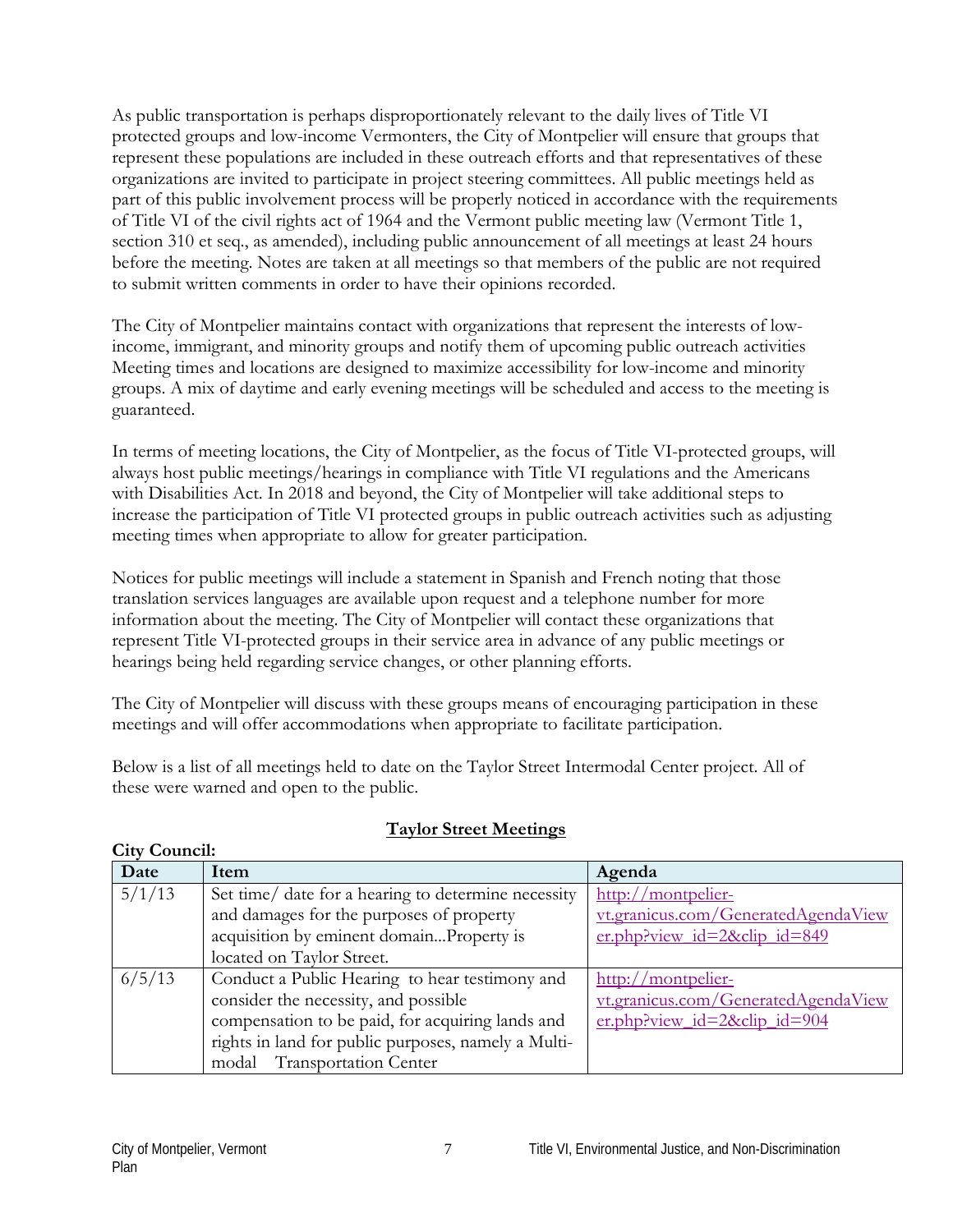As public transportation is perhaps disproportionately relevant to the daily lives of Title VI protected groups and low-income Vermonters, the City of Montpelier will ensure that groups that represent these populations are included in these outreach efforts and that representatives of these organizations are invited to participate in project steering committees. All public meetings held as part of this public involvement process will be properly noticed in accordance with the requirements of Title VI of the civil rights act of 1964 and the Vermont public meeting law (Vermont Title 1, section 310 et seq., as amended), including public announcement of all meetings at least 24 hours before the meeting. Notes are taken at all meetings so that members of the public are not required to submit written comments in order to have their opinions recorded.

The City of Montpelier maintains contact with organizations that represent the interests of low-income, immigrant, and minority groups and notify them of upcoming public outreach activities Meeting times and locations are designed to maximize accessibility for low-income and minority groups. A mix of daytime and early evening meetings will be scheduled and access to the meeting is guaranteed.

In terms of meeting locations, the City of Montpelier, as the focus of Title VI-protected groups, will always host public meetings/hearings in compliance with Title VI regulations and the Americans with Disabilities Act. In 2018 and beyond, the City of Montpelier will take additional steps to increase the participation of Title VI protected groups in public outreach activities such as adjusting meeting times when appropriate to allow for greater participation.

Notices for public meetings will include a statement in Spanish and French noting that those translation services languages are available upon request and a telephone number for more information about the meeting. The City of Montpelier will contact these organizations that represent Title VI-protected groups in their service area in advance of any public meetings or hearings being held regarding service changes, or other planning efforts.

The City of Montpelier will discuss with these groups means of encouraging participation in these meetings and will offer accommodations when appropriate to facilitate participation.

Below is a list of all meetings held to date on the Taylor Street Intermodal Center project. All of these were warned and open to the public.

## Taylor Street Meetings

**City Council:**

| Date | Item | Agenda |
|---|---|---|
| 5/1/13 | Set time/ date for a hearing to determine necessity and damages for the purposes of property acquisition by eminent domain...Property is located on Taylor Street. | http://montpelier-vt.granicus.com/GeneratedAgendaViewer.php?view_id=2&clip_id=849 |
| 6/5/13 | Conduct a Public Hearing to hear testimony and consider the necessity, and possible compensation to be paid, for acquiring lands and rights in land for public purposes, namely a Multi-modal Transportation Center | http://montpelier-vt.granicus.com/GeneratedAgendaViewer.php?view_id=2&clip_id=904 |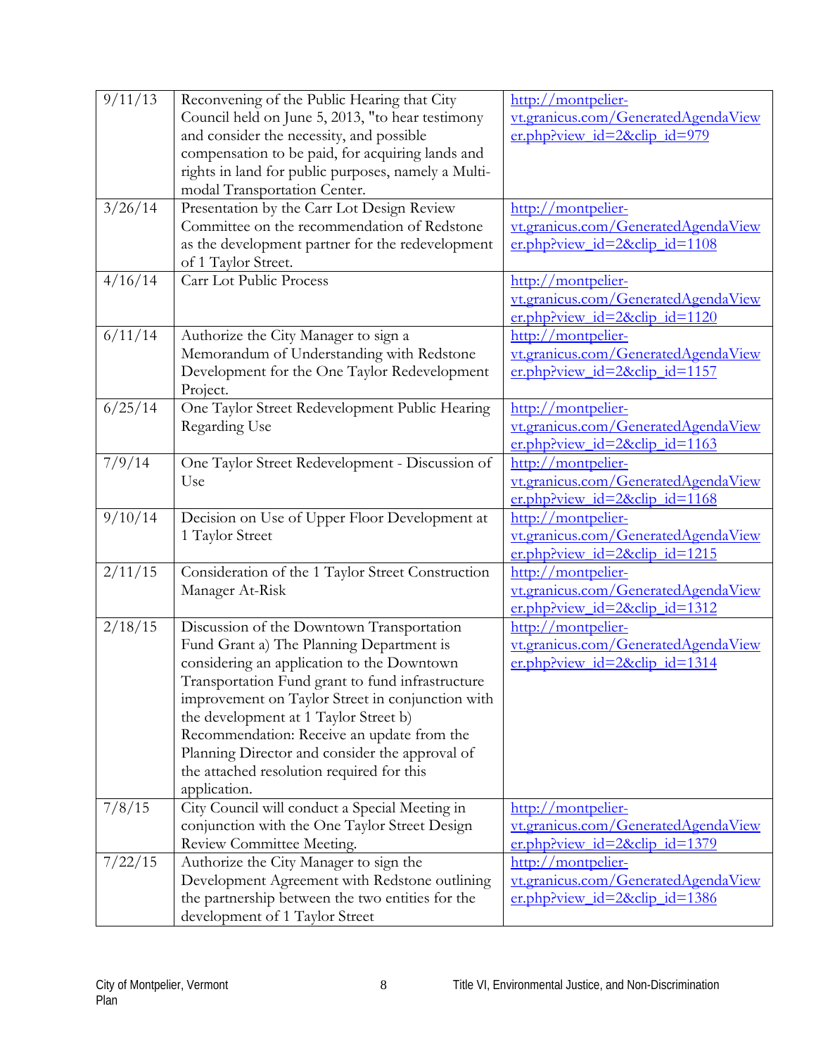| | | |
|---|---|---|
| 9/11/13 | Reconvening of the Public Hearing that City Council held on June 5, 2013, "to hear testimony and consider the necessity, and possible compensation to be paid, for acquiring lands and rights in land for public purposes, namely a Multi-modal Transportation Center. | http://montpelier-vt.granicus.com/GeneratedAgendaViewer.php?view_id=2&clip_id=979 |
| 3/26/14 | Presentation by the Carr Lot Design Review Committee on the recommendation of Redstone as the development partner for the redevelopment of 1 Taylor Street. | http://montpelier-vt.granicus.com/GeneratedAgendaViewer.php?view_id=2&clip_id=1108 |
| 4/16/14 | Carr Lot Public Process | http://montpelier-vt.granicus.com/GeneratedAgendaViewer.php?view_id=2&clip_id=1120 |
| 6/11/14 | Authorize the City Manager to sign a Memorandum of Understanding with Redstone Development for the One Taylor Redevelopment Project. | http://montpelier-vt.granicus.com/GeneratedAgendaViewer.php?view_id=2&clip_id=1157 |
| 6/25/14 | One Taylor Street Redevelopment Public Hearing Regarding Use | http://montpelier-vt.granicus.com/GeneratedAgendaViewer.php?view_id=2&clip_id=1163 |
| 7/9/14 | One Taylor Street Redevelopment - Discussion of Use | http://montpelier-vt.granicus.com/GeneratedAgendaViewer.php?view_id=2&clip_id=1168 |
| 9/10/14 | Decision on Use of Upper Floor Development at 1 Taylor Street | http://montpelier-vt.granicus.com/GeneratedAgendaViewer.php?view_id=2&clip_id=1215 |
| 2/11/15 | Consideration of the 1 Taylor Street Construction Manager At-Risk | http://montpelier-vt.granicus.com/GeneratedAgendaViewer.php?view_id=2&clip_id=1312 |
| 2/18/15 | Discussion of the Downtown Transportation Fund Grant a) The Planning Department is considering an application to the Downtown Transportation Fund grant to fund infrastructure improvement on Taylor Street in conjunction with the development at 1 Taylor Street b) Recommendation: Receive an update from the Planning Director and consider the approval of the attached resolution required for this application. | http://montpelier-vt.granicus.com/GeneratedAgendaViewer.php?view_id=2&clip_id=1314 |
| 7/8/15 | City Council will conduct a Special Meeting in conjunction with the One Taylor Street Design Review Committee Meeting. | http://montpelier-vt.granicus.com/GeneratedAgendaViewer.php?view_id=2&clip_id=1379 |
| 7/22/15 | Authorize the City Manager to sign the Development Agreement with Redstone outlining the partnership between the two entities for the development of 1 Taylor Street | http://montpelier-vt.granicus.com/GeneratedAgendaViewer.php?view_id=2&clip_id=1386 |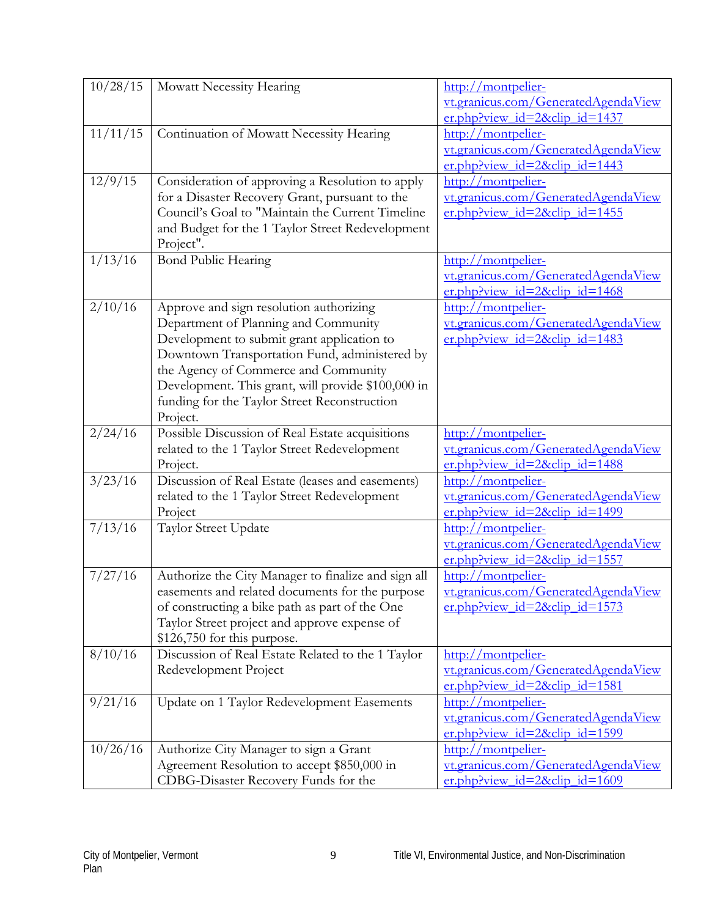| 10/28/15 | Mowatt Necessity Hearing | http://montpelier-vt.granicus.com/GeneratedAgendaViewer.php?view_id=2&clip_id=1437 |
|---|---|---|
| 11/11/15 | Continuation of Mowatt Necessity Hearing | http://montpelier-vt.granicus.com/GeneratedAgendaViewer.php?view_id=2&clip_id=1443 |
| 12/9/15 | Consideration of approving a Resolution to apply for a Disaster Recovery Grant, pursuant to the Council's Goal to "Maintain the Current Timeline and Budget for the 1 Taylor Street Redevelopment Project". | http://montpelier-vt.granicus.com/GeneratedAgendaViewer.php?view_id=2&clip_id=1455 |
| 1/13/16 | Bond Public Hearing | http://montpelier-vt.granicus.com/GeneratedAgendaViewer.php?view_id=2&clip_id=1468 |
| 2/10/16 | Approve and sign resolution authorizing Department of Planning and Community Development to submit grant application to Downtown Transportation Fund, administered by the Agency of Commerce and Community Development. This grant, will provide $100,000 in funding for the Taylor Street Reconstruction Project. | http://montpelier-vt.granicus.com/GeneratedAgendaViewer.php?view_id=2&clip_id=1483 |
| 2/24/16 | Possible Discussion of Real Estate acquisitions related to the 1 Taylor Street Redevelopment Project. | http://montpelier-vt.granicus.com/GeneratedAgendaViewer.php?view_id=2&clip_id=1488 |
| 3/23/16 | Discussion of Real Estate (leases and easements) related to the 1 Taylor Street Redevelopment Project | http://montpelier-vt.granicus.com/GeneratedAgendaViewer.php?view_id=2&clip_id=1499 |
| 7/13/16 | Taylor Street Update | http://montpelier-vt.granicus.com/GeneratedAgendaViewer.php?view_id=2&clip_id=1557 |
| 7/27/16 | Authorize the City Manager to finalize and sign all easements and related documents for the purpose of constructing a bike path as part of the One Taylor Street project and approve expense of $126,750 for this purpose. | http://montpelier-vt.granicus.com/GeneratedAgendaViewer.php?view_id=2&clip_id=1573 |
| 8/10/16 | Discussion of Real Estate Related to the 1 Taylor Redevelopment Project | http://montpelier-vt.granicus.com/GeneratedAgendaViewer.php?view_id=2&clip_id=1581 |
| 9/21/16 | Update on 1 Taylor Redevelopment Easements | http://montpelier-vt.granicus.com/GeneratedAgendaViewer.php?view_id=2&clip_id=1599 |
| 10/26/16 | Authorize City Manager to sign a Grant Agreement Resolution to accept $850,000 in CDBG-Disaster Recovery Funds for the | http://montpelier-vt.granicus.com/GeneratedAgendaViewer.php?view_id=2&clip_id=1609 |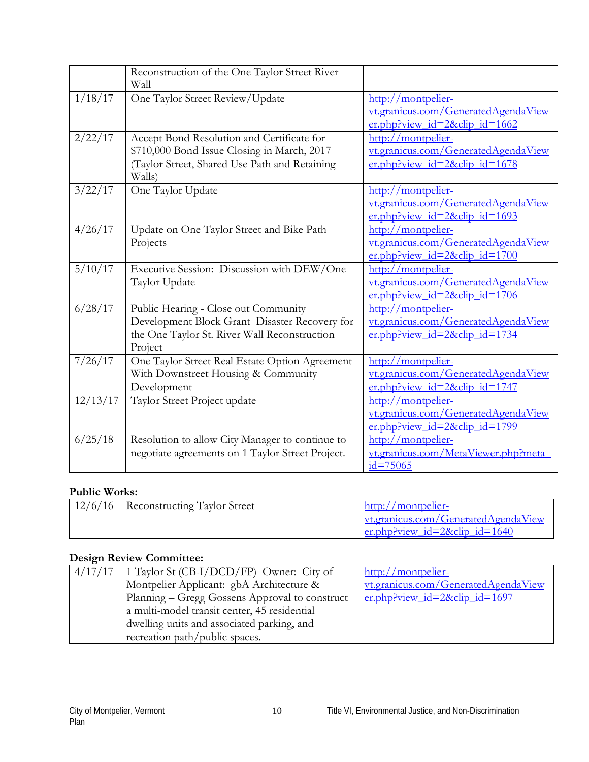| | | |
|---|---|---|
| | Reconstruction of the One Taylor Street River Wall | |
| 1/18/17 | One Taylor Street Review/Update | http://montpelier-vt.granicus.com/GeneratedAgendaViewer.php?view_id=2&clip_id=1662 |
| 2/22/17 | Accept Bond Resolution and Certificate for $710,000 Bond Issue Closing in March, 2017 (Taylor Street, Shared Use Path and Retaining Walls) | http://montpelier-vt.granicus.com/GeneratedAgendaViewer.php?view_id=2&clip_id=1678 |
| 3/22/17 | One Taylor Update | http://montpelier-vt.granicus.com/GeneratedAgendaViewer.php?view_id=2&clip_id=1693 |
| 4/26/17 | Update on One Taylor Street and Bike Path Projects | http://montpelier-vt.granicus.com/GeneratedAgendaViewer.php?view_id=2&clip_id=1700 |
| 5/10/17 | Executive Session: Discussion with DEW/One Taylor Update | http://montpelier-vt.granicus.com/GeneratedAgendaViewer.php?view_id=2&clip_id=1706 |
| 6/28/17 | Public Hearing - Close out Community Development Block Grant Disaster Recovery for the One Taylor St. River Wall Reconstruction Project | http://montpelier-vt.granicus.com/GeneratedAgendaViewer.php?view_id=2&clip_id=1734 |
| 7/26/17 | One Taylor Street Real Estate Option Agreement With Downstreet Housing & Community Development | http://montpelier-vt.granicus.com/GeneratedAgendaViewer.php?view_id=2&clip_id=1747 |
| 12/13/17 | Taylor Street Project update | http://montpelier-vt.granicus.com/GeneratedAgendaViewer.php?view_id=2&clip_id=1799 |
| 6/25/18 | Resolution to allow City Manager to continue to negotiate agreements on 1 Taylor Street Project. | http://montpelier-vt.granicus.com/MetaViewer.php?meta_id=75065 |

**Public Works:**

| | | |
|---|---|---|
| 12/6/16 | Reconstructing Taylor Street | http://montpelier-vt.granicus.com/GeneratedAgendaViewer.php?view_id=2&clip_id=1640 |

**Design Review Committee:**

| | | |
|---|---|---|
| 4/17/17 | 1 Taylor St (CB-I/DCD/FP) Owner: City of Montpelier Applicant: gbA Architecture & Planning – Gregg Gossens Approval to construct a multi-model transit center, 45 residential dwelling units and associated parking, and recreation path/public spaces. | http://montpelier-vt.granicus.com/GeneratedAgendaViewer.php?view_id=2&clip_id=1697 |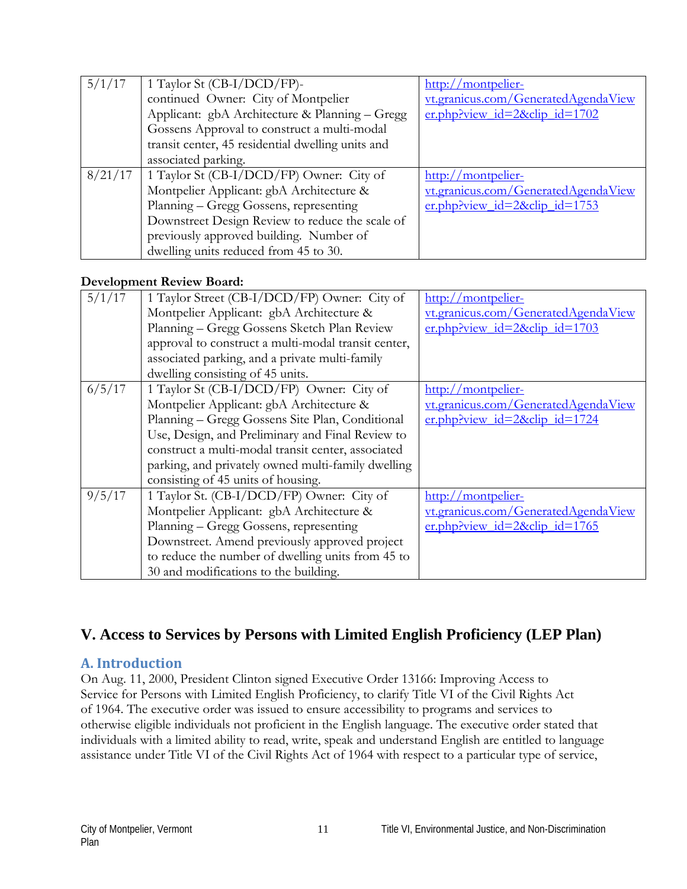| | | |
|---|---|---|
| 5/1/17 | 1 Taylor St (CB-I/DCD/FP)- continued Owner: City of Montpelier Applicant: gbA Architecture & Planning – Gregg Gossens Approval to construct a multi-modal transit center, 45 residential dwelling units and associated parking. | http://montpelier-vt.granicus.com/GeneratedAgendaViewer.php?view_id=2&clip_id=1702 |
| 8/21/17 | 1 Taylor St (CB-I/DCD/FP) Owner: City of Montpelier Applicant: gbA Architecture & Planning – Gregg Gossens, representing Downstreet Design Review to reduce the scale of previously approved building. Number of dwelling units reduced from 45 to 30. | http://montpelier-vt.granicus.com/GeneratedAgendaViewer.php?view_id=2&clip_id=1753 |

**Development Review Board:**

| | | |
|---|---|---|
| 5/1/17 | 1 Taylor Street (CB-I/DCD/FP) Owner: City of Montpelier Applicant: gbA Architecture & Planning – Gregg Gossens Sketch Plan Review approval to construct a multi-modal transit center, associated parking, and a private multi-family dwelling consisting of 45 units. | http://montpelier-vt.granicus.com/GeneratedAgendaViewer.php?view_id=2&clip_id=1703 |
| 6/5/17 | 1 Taylor St (CB-I/DCD/FP) Owner: City of Montpelier Applicant: gbA Architecture & Planning – Gregg Gossens Site Plan, Conditional Use, Design, and Preliminary and Final Review to construct a multi-modal transit center, associated parking, and privately owned multi-family dwelling consisting of 45 units of housing. | http://montpelier-vt.granicus.com/GeneratedAgendaViewer.php?view_id=2&clip_id=1724 |
| 9/5/17 | 1 Taylor St. (CB-I/DCD/FP) Owner: City of Montpelier Applicant: gbA Architecture & Planning – Gregg Gossens, representing Downstreet. Amend previously approved project to reduce the number of dwelling units from 45 to 30 and modifications to the building. | http://montpelier-vt.granicus.com/GeneratedAgendaViewer.php?view_id=2&clip_id=1765 |

# V. Access to Services by Persons with Limited English Proficiency (LEP Plan)

## A. Introduction

On Aug. 11, 2000, President Clinton signed Executive Order 13166: Improving Access to Service for Persons with Limited English Proficiency, to clarify Title VI of the Civil Rights Act of 1964. The executive order was issued to ensure accessibility to programs and services to otherwise eligible individuals not proficient in the English language. The executive order stated that individuals with a limited ability to read, write, speak and understand English are entitled to language assistance under Title VI of the Civil Rights Act of 1964 with respect to a particular type of service,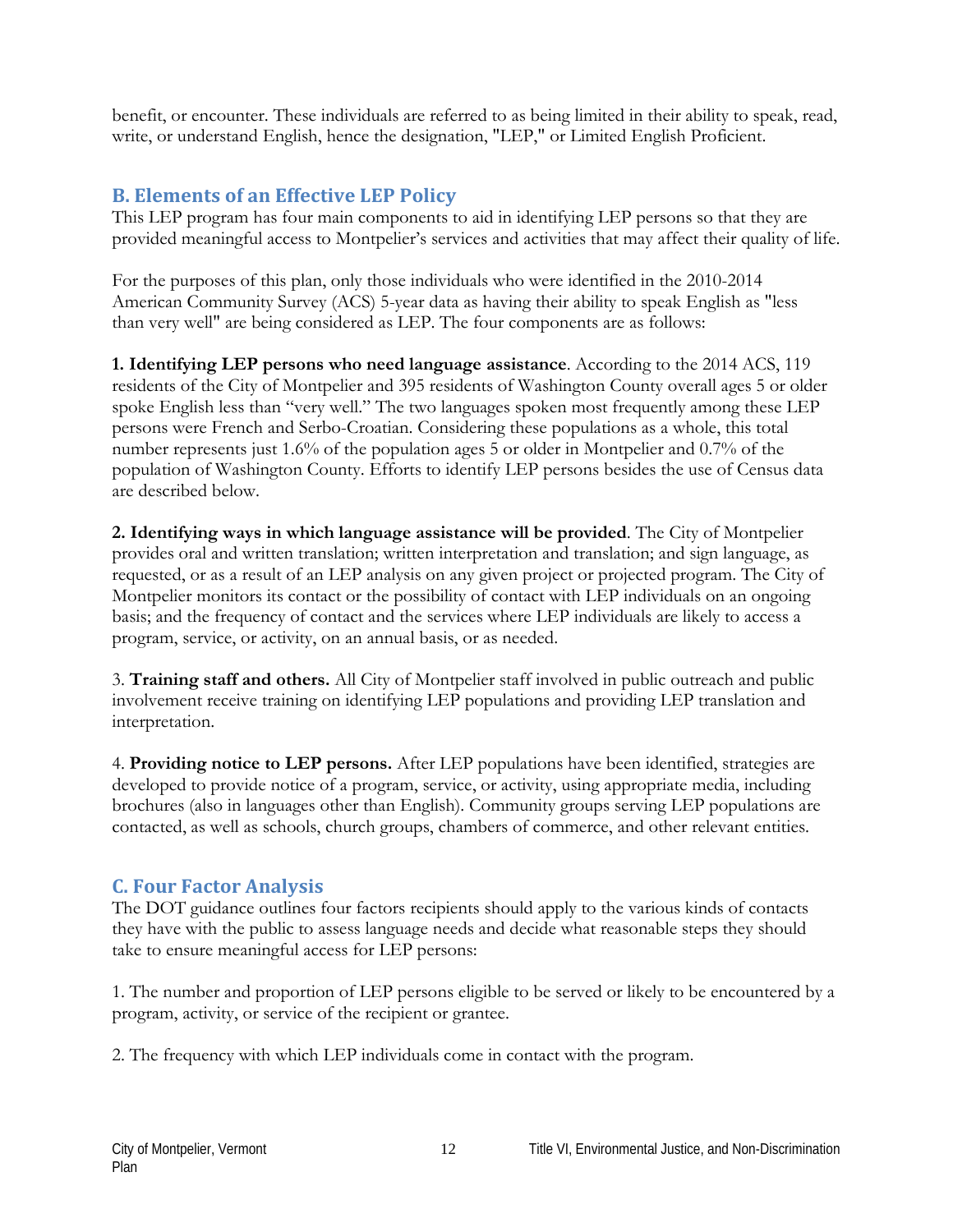benefit, or encounter. These individuals are referred to as being limited in their ability to speak, read, write, or understand English, hence the designation, "LEP," or Limited English Proficient.

## B. Elements of an Effective LEP Policy

This LEP program has four main components to aid in identifying LEP persons so that they are provided meaningful access to Montpelier's services and activities that may affect their quality of life.

For the purposes of this plan, only those individuals who were identified in the 2010-2014 American Community Survey (ACS) 5-year data as having their ability to speak English as "less than very well" are being considered as LEP. The four components are as follows:

**1. Identifying LEP persons who need language assistance**. According to the 2014 ACS, 119 residents of the City of Montpelier and 395 residents of Washington County overall ages 5 or older spoke English less than "very well." The two languages spoken most frequently among these LEP persons were French and Serbo-Croatian. Considering these populations as a whole, this total number represents just 1.6% of the population ages 5 or older in Montpelier and 0.7% of the population of Washington County. Efforts to identify LEP persons besides the use of Census data are described below.

**2. Identifying ways in which language assistance will be provided**. The City of Montpelier provides oral and written translation; written interpretation and translation; and sign language, as requested, or as a result of an LEP analysis on any given project or projected program. The City of Montpelier monitors its contact or the possibility of contact with LEP individuals on an ongoing basis; and the frequency of contact and the services where LEP individuals are likely to access a program, service, or activity, on an annual basis, or as needed.

3. **Training staff and others.** All City of Montpelier staff involved in public outreach and public involvement receive training on identifying LEP populations and providing LEP translation and interpretation.

4. **Providing notice to LEP persons.** After LEP populations have been identified, strategies are developed to provide notice of a program, service, or activity, using appropriate media, including brochures (also in languages other than English). Community groups serving LEP populations are contacted, as well as schools, church groups, chambers of commerce, and other relevant entities.

## C. Four Factor Analysis

The DOT guidance outlines four factors recipients should apply to the various kinds of contacts they have with the public to assess language needs and decide what reasonable steps they should take to ensure meaningful access for LEP persons:

1. The number and proportion of LEP persons eligible to be served or likely to be encountered by a program, activity, or service of the recipient or grantee.

2. The frequency with which LEP individuals come in contact with the program.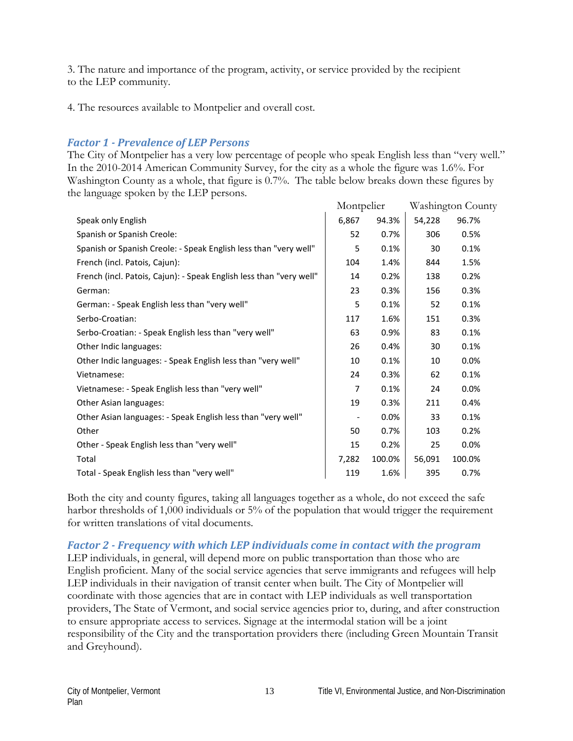3. The nature and importance of the program, activity, or service provided by the recipient to the LEP community.

4. The resources available to Montpelier and overall cost.

### *Factor 1 - Prevalence of LEP Persons*

The City of Montpelier has a very low percentage of people who speak English less than "very well." In the 2010-2014 American Community Survey, for the city as a whole the figure was 1.6%. For Washington County as a whole, that figure is 0.7%. The table below breaks down these figures by the language spoken by the LEP persons.

| | Montpelier | | Washington County | |
|---|---|---|---|---|
| Speak only English | 6,867 | 94.3% | 54,228 | 96.7% |
| Spanish or Spanish Creole: | 52 | 0.7% | 306 | 0.5% |
| Spanish or Spanish Creole: - Speak English less than "very well" | 5 | 0.1% | 30 | 0.1% |
| French (incl. Patois, Cajun): | 104 | 1.4% | 844 | 1.5% |
| French (incl. Patois, Cajun): - Speak English less than "very well" | 14 | 0.2% | 138 | 0.2% |
| German: | 23 | 0.3% | 156 | 0.3% |
| German: - Speak English less than "very well" | 5 | 0.1% | 52 | 0.1% |
| Serbo-Croatian: | 117 | 1.6% | 151 | 0.3% |
| Serbo-Croatian: - Speak English less than "very well" | 63 | 0.9% | 83 | 0.1% |
| Other Indic languages: | 26 | 0.4% | 30 | 0.1% |
| Other Indic languages: - Speak English less than "very well" | 10 | 0.1% | 10 | 0.0% |
| Vietnamese: | 24 | 0.3% | 62 | 0.1% |
| Vietnamese: - Speak English less than "very well" | 7 | 0.1% | 24 | 0.0% |
| Other Asian languages: | 19 | 0.3% | 211 | 0.4% |
| Other Asian languages: - Speak English less than "very well" | - | 0.0% | 33 | 0.1% |
| Other | 50 | 0.7% | 103 | 0.2% |
| Other - Speak English less than "very well" | 15 | 0.2% | 25 | 0.0% |
| Total | 7,282 | 100.0% | 56,091 | 100.0% |
| Total - Speak English less than "very well" | 119 | 1.6% | 395 | 0.7% |

Both the city and county figures, taking all languages together as a whole, do not exceed the safe harbor thresholds of 1,000 individuals or 5% of the population that would trigger the requirement for written translations of vital documents.

### *Factor 2 - Frequency with which LEP individuals come in contact with the program*

LEP individuals, in general, will depend more on public transportation than those who are English proficient. Many of the social service agencies that serve immigrants and refugees will help LEP individuals in their navigation of transit center when built. The City of Montpelier will coordinate with those agencies that are in contact with LEP individuals as well transportation providers, The State of Vermont, and social service agencies prior to, during, and after construction to ensure appropriate access to services. Signage at the intermodal station will be a joint responsibility of the City and the transportation providers there (including Green Mountain Transit and Greyhound).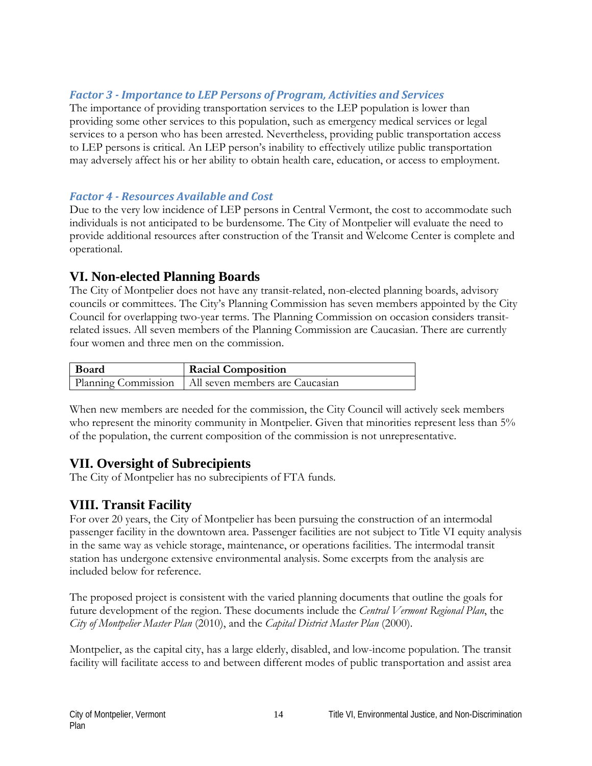### *Factor 3 - Importance to LEP Persons of Program, Activities and Services*

The importance of providing transportation services to the LEP population is lower than providing some other services to this population, such as emergency medical services or legal services to a person who has been arrested. Nevertheless, providing public transportation access to LEP persons is critical. An LEP person's inability to effectively utilize public transportation may adversely affect his or her ability to obtain health care, education, or access to employment.

### *Factor 4 - Resources Available and Cost*

Due to the very low incidence of LEP persons in Central Vermont, the cost to accommodate such individuals is not anticipated to be burdensome. The City of Montpelier will evaluate the need to provide additional resources after construction of the Transit and Welcome Center is complete and operational.

## VI. Non-elected Planning Boards

The City of Montpelier does not have any transit-related, non-elected planning boards, advisory councils or committees. The City's Planning Commission has seven members appointed by the City Council for overlapping two-year terms. The Planning Commission on occasion considers transit-related issues. All seven members of the Planning Commission are Caucasian. There are currently four women and three men on the commission.

| Board | Racial Composition |
|---|---|
| Planning Commission | All seven members are Caucasian |

When new members are needed for the commission, the City Council will actively seek members who represent the minority community in Montpelier. Given that minorities represent less than 5% of the population, the current composition of the commission is not unrepresentative.

## VII. Oversight of Subrecipients

The City of Montpelier has no subrecipients of FTA funds.

## VIII. Transit Facility

For over 20 years, the City of Montpelier has been pursuing the construction of an intermodal passenger facility in the downtown area. Passenger facilities are not subject to Title VI equity analysis in the same way as vehicle storage, maintenance, or operations facilities. The intermodal transit station has undergone extensive environmental analysis. Some excerpts from the analysis are included below for reference.

The proposed project is consistent with the varied planning documents that outline the goals for future development of the region. These documents include the *Central Vermont Regional Plan*, the *City of Montpelier Master Plan* (2010), and the *Capital District Master Plan* (2000).

Montpelier, as the capital city, has a large elderly, disabled, and low-income population. The transit facility will facilitate access to and between different modes of public transportation and assist area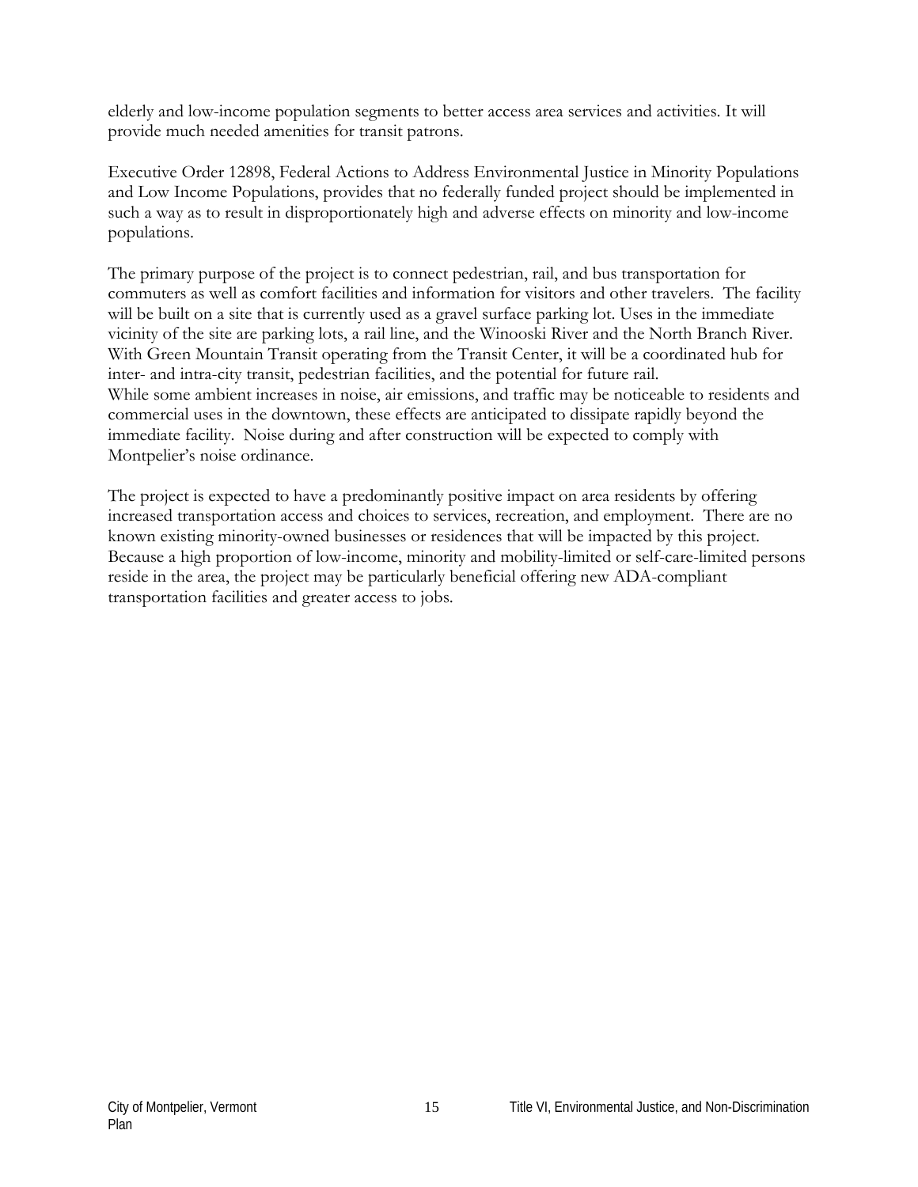elderly and low-income population segments to better access area services and activities. It will provide much needed amenities for transit patrons.

Executive Order 12898, Federal Actions to Address Environmental Justice in Minority Populations and Low Income Populations, provides that no federally funded project should be implemented in such a way as to result in disproportionately high and adverse effects on minority and low-income populations.

The primary purpose of the project is to connect pedestrian, rail, and bus transportation for commuters as well as comfort facilities and information for visitors and other travelers. The facility will be built on a site that is currently used as a gravel surface parking lot. Uses in the immediate vicinity of the site are parking lots, a rail line, and the Winooski River and the North Branch River. With Green Mountain Transit operating from the Transit Center, it will be a coordinated hub for inter- and intra-city transit, pedestrian facilities, and the potential for future rail.
While some ambient increases in noise, air emissions, and traffic may be noticeable to residents and commercial uses in the downtown, these effects are anticipated to dissipate rapidly beyond the immediate facility. Noise during and after construction will be expected to comply with Montpelier's noise ordinance.

The project is expected to have a predominantly positive impact on area residents by offering increased transportation access and choices to services, recreation, and employment. There are no known existing minority-owned businesses or residences that will be impacted by this project. Because a high proportion of low-income, minority and mobility-limited or self-care-limited persons reside in the area, the project may be particularly beneficial offering new ADA-compliant transportation facilities and greater access to jobs.